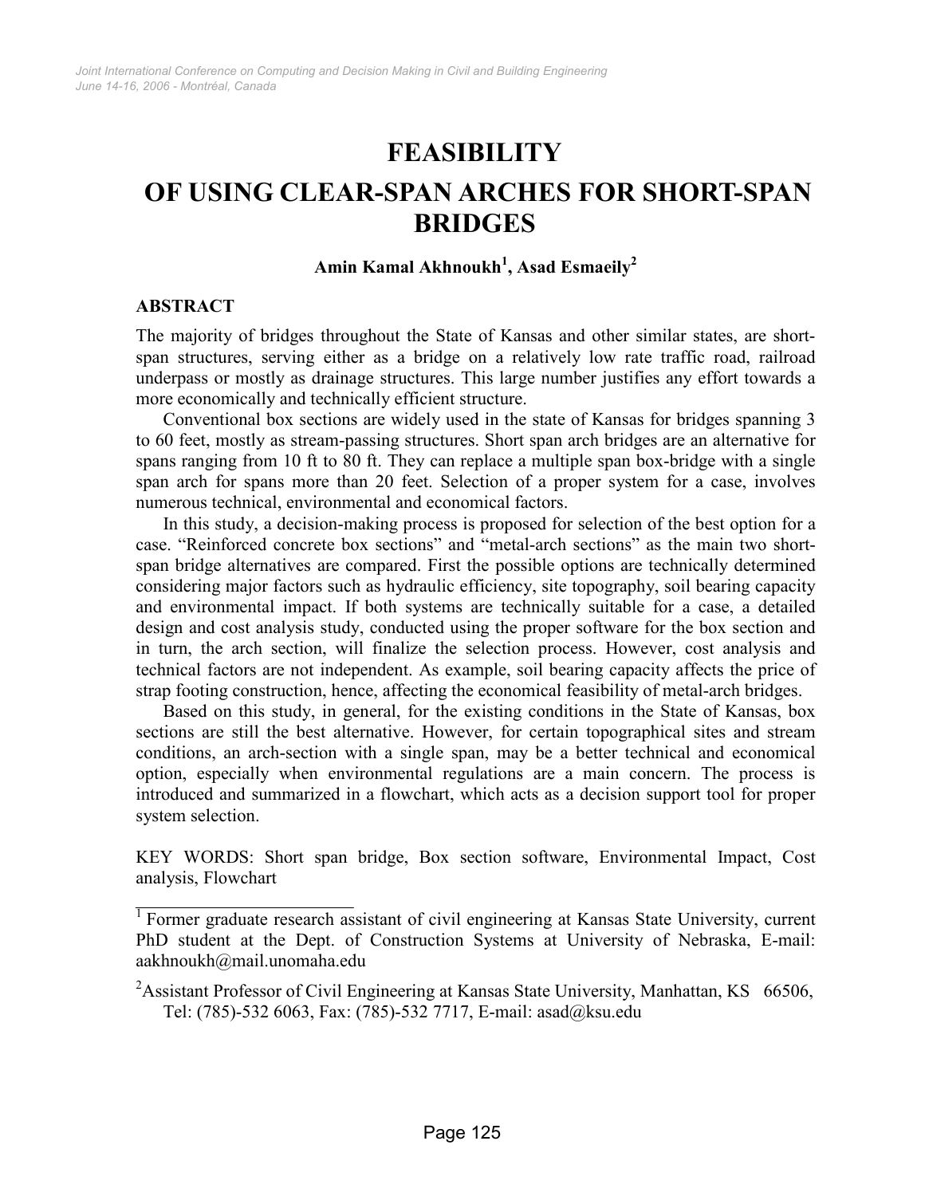# FEASIBILITY OF USING CLEAR-SPAN ARCHES FOR SHORT-SPAN BRIDGES

**Amin Kamal Akhnoukh[1], Asad Esmaeily[2]**

## ABSTRACT

The majority of bridges throughout the State of Kansas and other similar states, are short-span structures, serving either as a bridge on a relatively low rate traffic road, railroad underpass or mostly as drainage structures. This large number justifies any effort towards a more economically and technically efficient structure.

Conventional box sections are widely used in the state of Kansas for bridges spanning 3 to 60 feet, mostly as stream-passing structures. Short span arch bridges are an alternative for spans ranging from 10 ft to 80 ft. They can replace a multiple span box-bridge with a single span arch for spans more than 20 feet. Selection of a proper system for a case, involves numerous technical, environmental and economical factors.

In this study, a decision-making process is proposed for selection of the best option for a case. "Reinforced concrete box sections" and "metal-arch sections" as the main two short-span bridge alternatives are compared. First the possible options are technically determined considering major factors such as hydraulic efficiency, site topography, soil bearing capacity and environmental impact. If both systems are technically suitable for a case, a detailed design and cost analysis study, conducted using the proper software for the box section and in turn, the arch section, will finalize the selection process. However, cost analysis and technical factors are not independent. As example, soil bearing capacity affects the price of strap footing construction, hence, affecting the economical feasibility of metal-arch bridges.

Based on this study, in general, for the existing conditions in the State of Kansas, box sections are still the best alternative. However, for certain topographical sites and stream conditions, an arch-section with a single span, may be a better technical and economical option, especially when environmental regulations are a main concern. The process is introduced and summarized in a flowchart, which acts as a decision support tool for proper system selection.

KEY WORDS: Short span bridge, Box section software, Environmental Impact, Cost analysis, Flowchart

---

[1] Former graduate research assistant of civil engineering at Kansas State University, current PhD student at the Dept. of Construction Systems at University of Nebraska, E-mail: aakhnoukh@mail.unomaha.edu

[2] Assistant Professor of Civil Engineering at Kansas State University, Manhattan, KS 66506, Tel: (785)-532 6063, Fax: (785)-532 7717, E-mail: asad@ksu.edu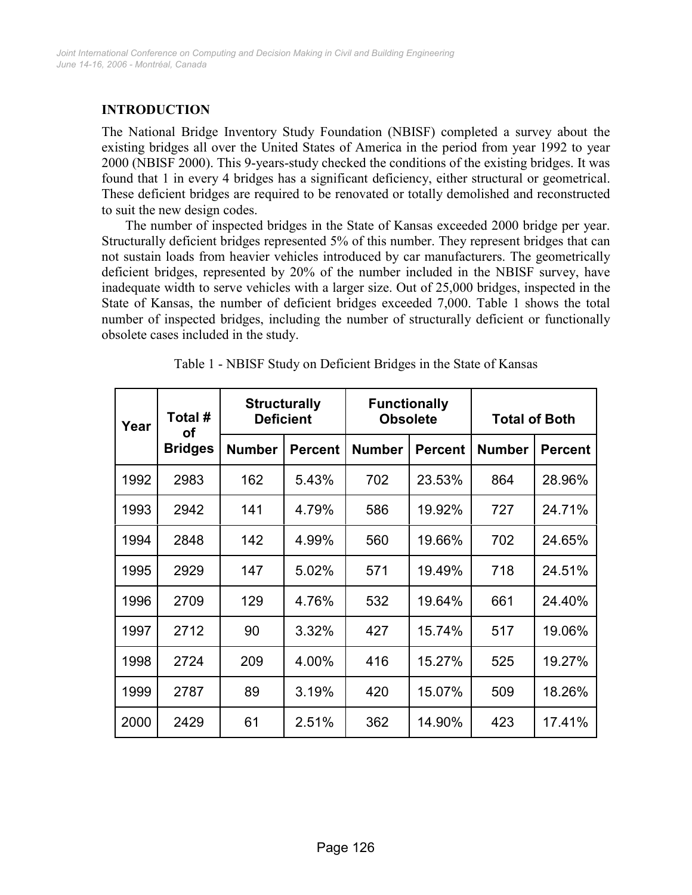## INTRODUCTION

The National Bridge Inventory Study Foundation (NBISF) completed a survey about the existing bridges all over the United States of America in the period from year 1992 to year 2000 (NBISF 2000). This 9-years-study checked the conditions of the existing bridges. It was found that 1 in every 4 bridges has a significant deficiency, either structural or geometrical. These deficient bridges are required to be renovated or totally demolished and reconstructed to suit the new design codes.

The number of inspected bridges in the State of Kansas exceeded 2000 bridge per year. Structurally deficient bridges represented 5% of this number. They represent bridges that can not sustain loads from heavier vehicles introduced by car manufacturers. The geometrically deficient bridges, represented by 20% of the number included in the NBISF survey, have inadequate width to serve vehicles with a larger size. Out of 25,000 bridges, inspected in the State of Kansas, the number of deficient bridges exceeded 7,000. Table 1 shows the total number of inspected bridges, including the number of structurally deficient or functionally obsolete cases included in the study.

Table 1 - NBISF Study on Deficient Bridges in the State of Kansas

| Year | Total # of Bridges | Structurally Deficient | | Functionally Obsolete | | Total of Both | |
|---|---|---|---|---|---|---|---|
| | | Number | Percent | Number | Percent | Number | Percent |
| 1992 | 2983 | 162 | 5.43% | 702 | 23.53% | 864 | 28.96% |
| 1993 | 2942 | 141 | 4.79% | 586 | 19.92% | 727 | 24.71% |
| 1994 | 2848 | 142 | 4.99% | 560 | 19.66% | 702 | 24.65% |
| 1995 | 2929 | 147 | 5.02% | 571 | 19.49% | 718 | 24.51% |
| 1996 | 2709 | 129 | 4.76% | 532 | 19.64% | 661 | 24.40% |
| 1997 | 2712 | 90 | 3.32% | 427 | 15.74% | 517 | 19.06% |
| 1998 | 2724 | 209 | 4.00% | 416 | 15.27% | 525 | 19.27% |
| 1999 | 2787 | 89 | 3.19% | 420 | 15.07% | 509 | 18.26% |
| 2000 | 2429 | 61 | 2.51% | 362 | 14.90% | 423 | 17.41% |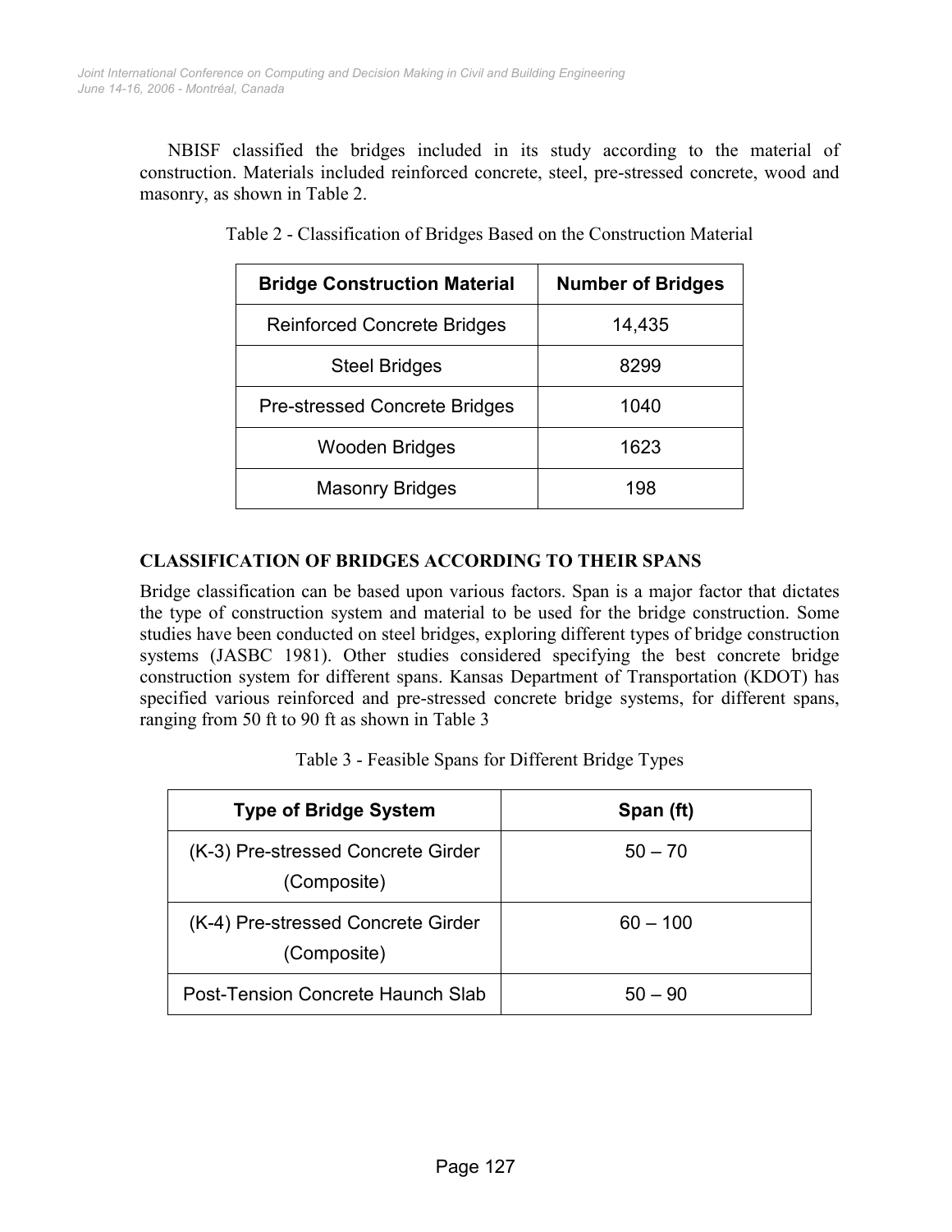NBISF classified the bridges included in its study according to the material of construction. Materials included reinforced concrete, steel, pre-stressed concrete, wood and masonry, as shown in Table 2.

Table 2 - Classification of Bridges Based on the Construction Material

| Bridge Construction Material | Number of Bridges |
|---|---|
| Reinforced Concrete Bridges | 14,435 |
| Steel Bridges | 8299 |
| Pre-stressed Concrete Bridges | 1040 |
| Wooden Bridges | 1623 |
| Masonry Bridges | 198 |

## CLASSIFICATION OF BRIDGES ACCORDING TO THEIR SPANS

Bridge classification can be based upon various factors. Span is a major factor that dictates the type of construction system and material to be used for the bridge construction. Some studies have been conducted on steel bridges, exploring different types of bridge construction systems (JASBC 1981). Other studies considered specifying the best concrete bridge construction system for different spans. Kansas Department of Transportation (KDOT) has specified various reinforced and pre-stressed concrete bridge systems, for different spans, ranging from 50 ft to 90 ft as shown in Table 3

Table 3 - Feasible Spans for Different Bridge Types

| Type of Bridge System | Span (ft) |
|---|---|
| (K-3) Pre-stressed Concrete Girder (Composite) | 50 – 70 |
| (K-4) Pre-stressed Concrete Girder (Composite) | 60 – 100 |
| Post-Tension Concrete Haunch Slab | 50 – 90 |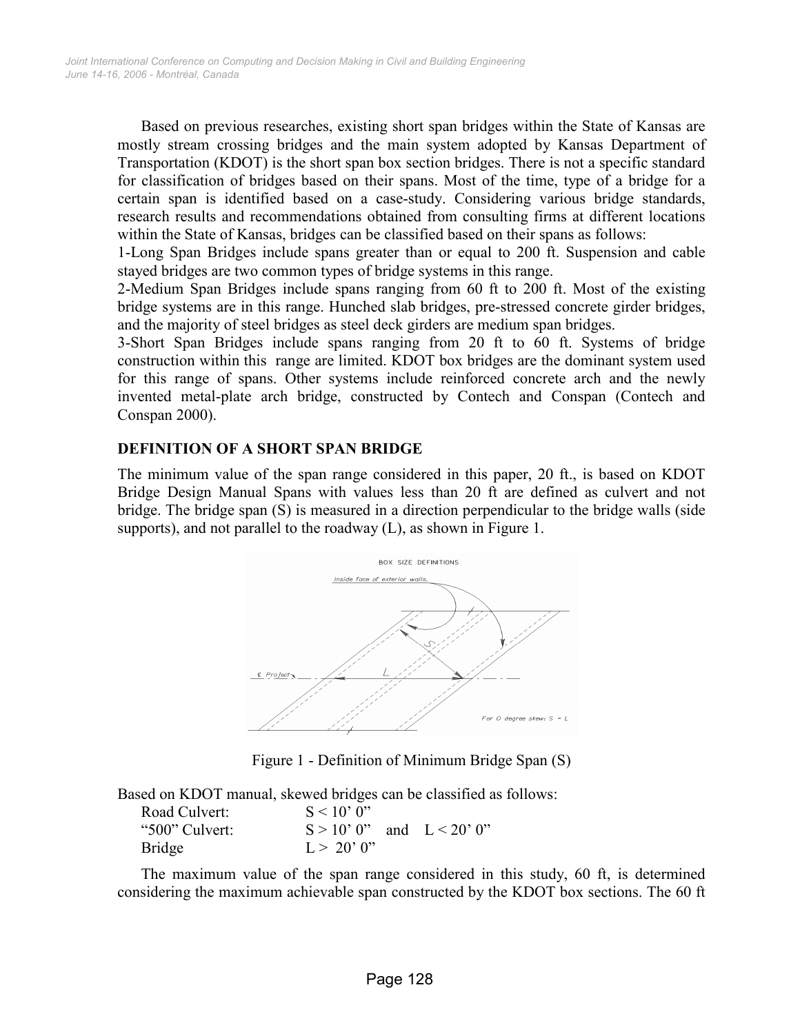Based on previous researches, existing short span bridges within the State of Kansas are mostly stream crossing bridges and the main system adopted by Kansas Department of Transportation (KDOT) is the short span box section bridges. There is not a specific standard for classification of bridges based on their spans. Most of the time, type of a bridge for a certain span is identified based on a case-study. Considering various bridge standards, research results and recommendations obtained from consulting firms at different locations within the State of Kansas, bridges can be classified based on their spans as follows:

1-Long Span Bridges include spans greater than or equal to 200 ft. Suspension and cable stayed bridges are two common types of bridge systems in this range.

2-Medium Span Bridges include spans ranging from 60 ft to 200 ft. Most of the existing bridge systems are in this range. Hunched slab bridges, pre-stressed concrete girder bridges, and the majority of steel bridges as steel deck girders are medium span bridges.

3-Short Span Bridges include spans ranging from 20 ft to 60 ft. Systems of bridge construction within this range are limited. KDOT box bridges are the dominant system used for this range of spans. Other systems include reinforced concrete arch and the newly invented metal-plate arch bridge, constructed by Contech and Conspan (Contech and Conspan 2000).

## DEFINITION OF A SHORT SPAN BRIDGE

The minimum value of the span range considered in this paper, 20 ft., is based on KDOT Bridge Design Manual Spans with values less than 20 ft are defined as culvert and not bridge. The bridge span (S) is measured in a direction perpendicular to the bridge walls (side supports), and not parallel to the roadway (L), as shown in Figure 1.

Figure 1 - Definition of Minimum Bridge Span (S)

Based on KDOT manual, skewed bridges can be classified as follows:

| | |
|---|---|
| Road Culvert: | S < 10' 0" |
| "500" Culvert: | S > 10' 0" and L < 20' 0" |
| Bridge | L > 20' 0" |

The maximum value of the span range considered in this study, 60 ft, is determined considering the maximum achievable span constructed by the KDOT box sections. The 60 ft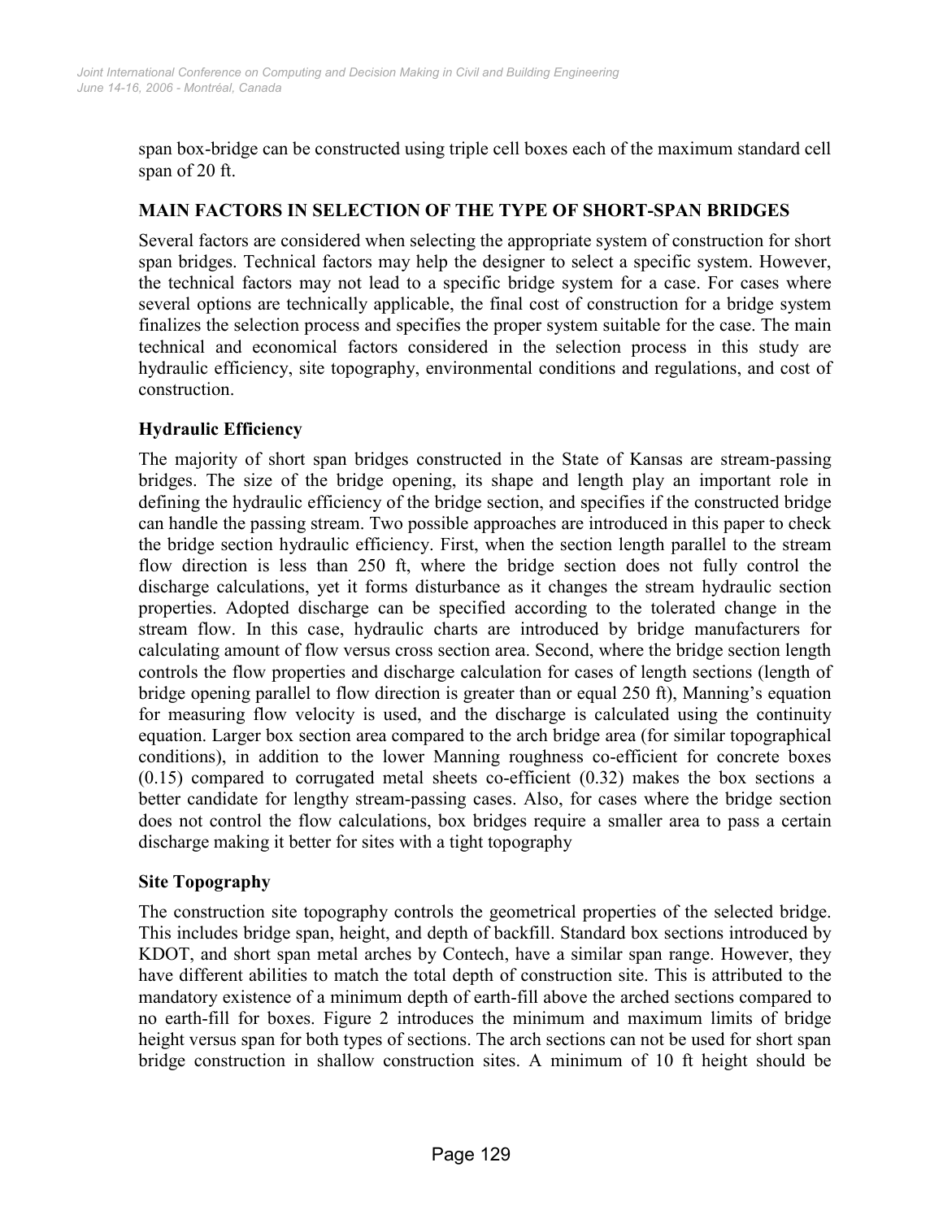span box-bridge can be constructed using triple cell boxes each of the maximum standard cell span of 20 ft.

## MAIN FACTORS IN SELECTION OF THE TYPE OF SHORT-SPAN BRIDGES

Several factors are considered when selecting the appropriate system of construction for short span bridges. Technical factors may help the designer to select a specific system. However, the technical factors may not lead to a specific bridge system for a case. For cases where several options are technically applicable, the final cost of construction for a bridge system finalizes the selection process and specifies the proper system suitable for the case. The main technical and economical factors considered in the selection process in this study are hydraulic efficiency, site topography, environmental conditions and regulations, and cost of construction.

### Hydraulic Efficiency

The majority of short span bridges constructed in the State of Kansas are stream-passing bridges. The size of the bridge opening, its shape and length play an important role in defining the hydraulic efficiency of the bridge section, and specifies if the constructed bridge can handle the passing stream. Two possible approaches are introduced in this paper to check the bridge section hydraulic efficiency. First, when the section length parallel to the stream flow direction is less than 250 ft, where the bridge section does not fully control the discharge calculations, yet it forms disturbance as it changes the stream hydraulic section properties. Adopted discharge can be specified according to the tolerated change in the stream flow. In this case, hydraulic charts are introduced by bridge manufacturers for calculating amount of flow versus cross section area. Second, where the bridge section length controls the flow properties and discharge calculation for cases of length sections (length of bridge opening parallel to flow direction is greater than or equal 250 ft), Manning's equation for measuring flow velocity is used, and the discharge is calculated using the continuity equation. Larger box section area compared to the arch bridge area (for similar topographical conditions), in addition to the lower Manning roughness co-efficient for concrete boxes (0.15) compared to corrugated metal sheets co-efficient (0.32) makes the box sections a better candidate for lengthy stream-passing cases. Also, for cases where the bridge section does not control the flow calculations, box bridges require a smaller area to pass a certain discharge making it better for sites with a tight topography

### Site Topography

The construction site topography controls the geometrical properties of the selected bridge. This includes bridge span, height, and depth of backfill. Standard box sections introduced by KDOT, and short span metal arches by Contech, have a similar span range. However, they have different abilities to match the total depth of construction site. This is attributed to the mandatory existence of a minimum depth of earth-fill above the arched sections compared to no earth-fill for boxes. Figure 2 introduces the minimum and maximum limits of bridge height versus span for both types of sections. The arch sections can not be used for short span bridge construction in shallow construction sites. A minimum of 10 ft height should be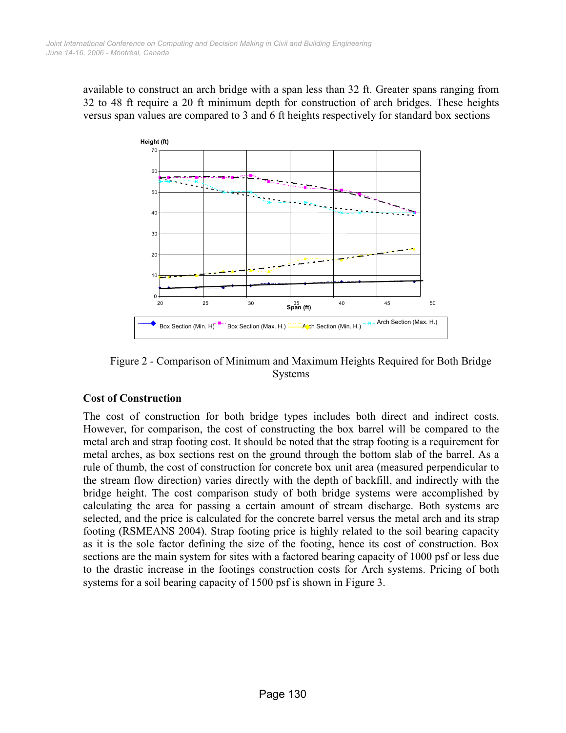available to construct an arch bridge with a span less than 32 ft. Greater spans ranging from 32 to 48 ft require a 20 ft minimum depth for construction of arch bridges. These heights versus span values are compared to 3 and 6 ft heights respectively for standard box sections

Figure 2 - Comparison of Minimum and Maximum Heights Required for Both Bridge Systems

## Cost of Construction

The cost of construction for both bridge types includes both direct and indirect costs. However, for comparison, the cost of constructing the box barrel will be compared to the metal arch and strap footing cost. It should be noted that the strap footing is a requirement for metal arches, as box sections rest on the ground through the bottom slab of the barrel. As a rule of thumb, the cost of construction for concrete box unit area (measured perpendicular to the stream flow direction) varies directly with the depth of backfill, and indirectly with the bridge height. The cost comparison study of both bridge systems were accomplished by calculating the area for passing a certain amount of stream discharge. Both systems are selected, and the price is calculated for the concrete barrel versus the metal arch and its strap footing (RSMEANS 2004). Strap footing price is highly related to the soil bearing capacity as it is the sole factor defining the size of the footing, hence its cost of construction. Box sections are the main system for sites with a factored bearing capacity of 1000 psf or less due to the drastic increase in the footings construction costs for Arch systems. Pricing of both systems for a soil bearing capacity of 1500 psf is shown in Figure 3.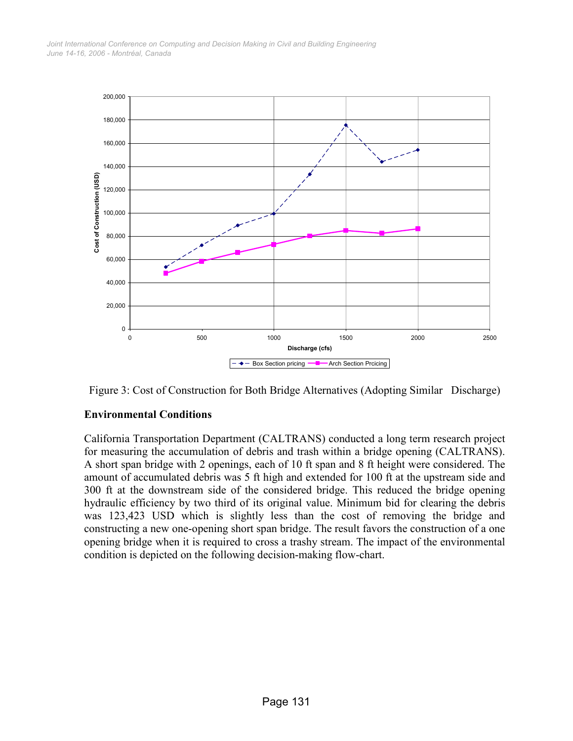Figure 3: Cost of Construction for Both Bridge Alternatives (Adopting Similar Discharge)

## Environmental Conditions

California Transportation Department (CALTRANS) conducted a long term research project for measuring the accumulation of debris and trash within a bridge opening (CALTRANS). A short span bridge with 2 openings, each of 10 ft span and 8 ft height were considered. The amount of accumulated debris was 5 ft high and extended for 100 ft at the upstream side and 300 ft at the downstream side of the considered bridge. This reduced the bridge opening hydraulic efficiency by two third of its original value. Minimum bid for clearing the debris was 123,423 USD which is slightly less than the cost of removing the bridge and constructing a new one-opening short span bridge. The result favors the construction of a one opening bridge when it is required to cross a trashy stream. The impact of the environmental condition is depicted on the following decision-making flow-chart.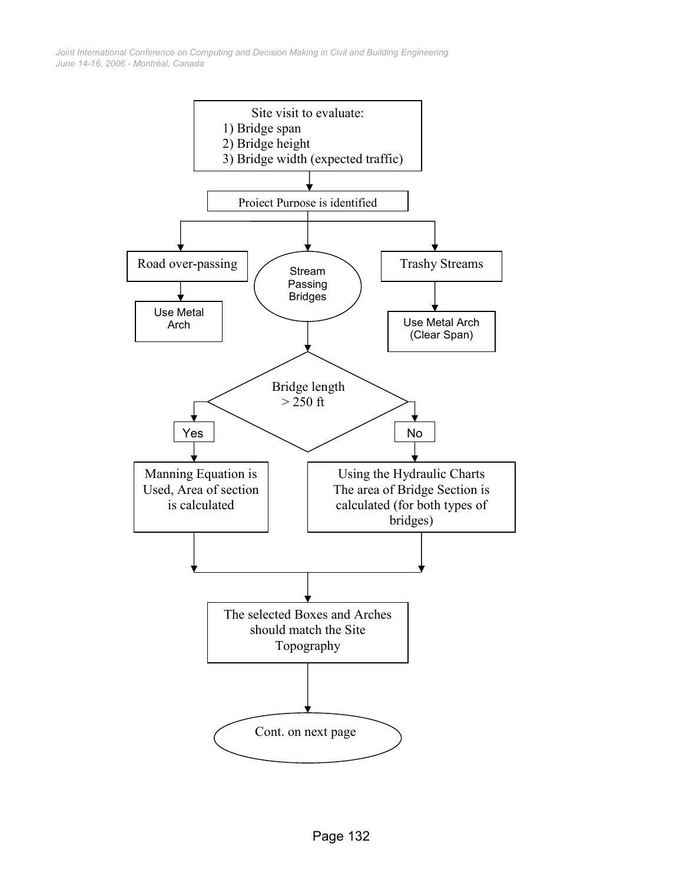Site visit to evaluate:
1) Bridge span
2) Bridge height
3) Bridge width (expected traffic)

↓

Project Purpose is identified

↓

- **Road over-passing** → Use Metal Arch
- **Stream Passing Bridges** → Bridge length > 250 ft
  - **Yes** → Manning Equation is Used, Area of section is calculated
  - **No** → Using the Hydraulic Charts The area of Bridge Section is calculated (for both types of bridges)
- **Trashy Streams** → Use Metal Arch (Clear Span)

↓

The selected Boxes and Arches should match the Site Topography

↓

Cont. on next page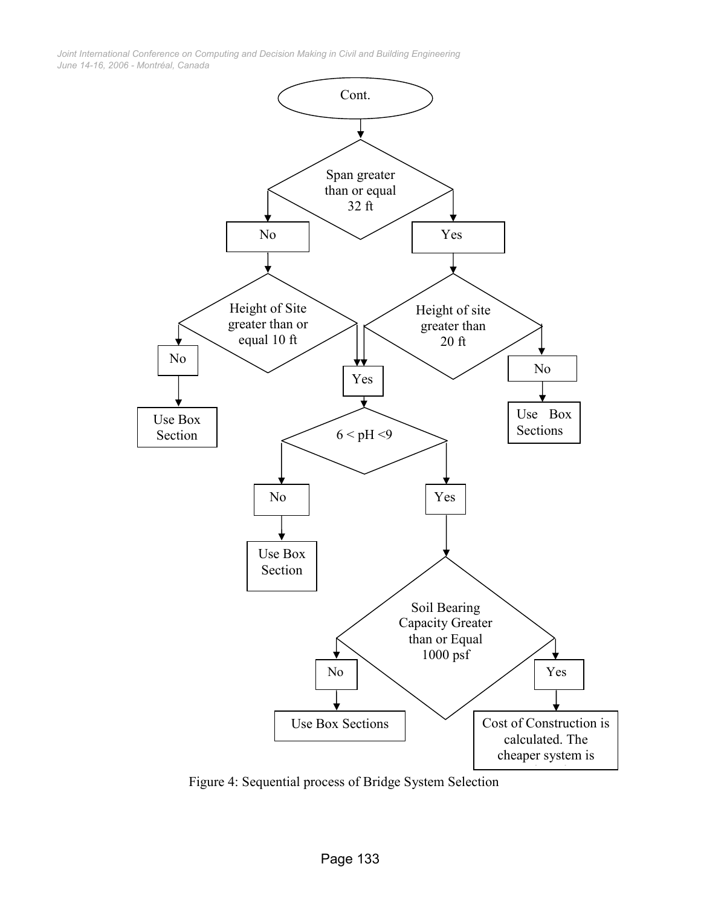Cont.

Span greater than or equal 32 ft

No

Yes

Height of Site greater than or equal 10 ft

Height of site greater than 20 ft

No

Yes

No

Use Box Section

Use Box Sections

6 < pH <9

No

Yes

Use Box Section

Soil Bearing Capacity Greater than or Equal 1000 psf

No

Yes

Use Box Sections

Cost of Construction is calculated. The cheaper system is

Figure 4: Sequential process of Bridge System Selection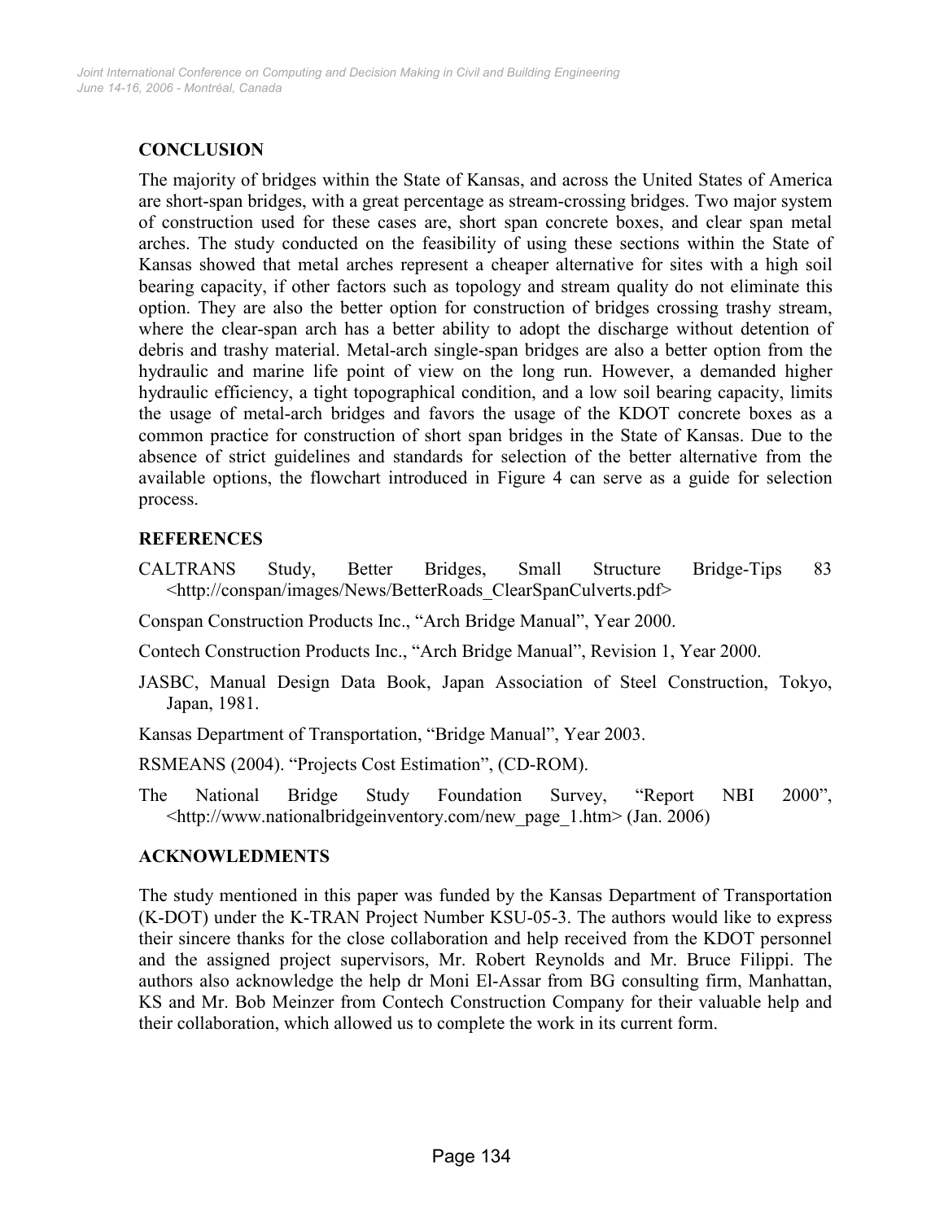## CONCLUSION

The majority of bridges within the State of Kansas, and across the United States of America are short-span bridges, with a great percentage as stream-crossing bridges. Two major system of construction used for these cases are, short span concrete boxes, and clear span metal arches. The study conducted on the feasibility of using these sections within the State of Kansas showed that metal arches represent a cheaper alternative for sites with a high soil bearing capacity, if other factors such as topology and stream quality do not eliminate this option. They are also the better option for construction of bridges crossing trashy stream, where the clear-span arch has a better ability to adopt the discharge without detention of debris and trashy material. Metal-arch single-span bridges are also a better option from the hydraulic and marine life point of view on the long run. However, a demanded higher hydraulic efficiency, a tight topographical condition, and a low soil bearing capacity, limits the usage of metal-arch bridges and favors the usage of the KDOT concrete boxes as a common practice for construction of short span bridges in the State of Kansas. Due to the absence of strict guidelines and standards for selection of the better alternative from the available options, the flowchart introduced in Figure 4 can serve as a guide for selection process.

## REFERENCES

CALTRANS Study, Better Bridges, Small Structure Bridge-Tips 83 <http://conspan/images/News/BetterRoads_ClearSpanCulverts.pdf>

Conspan Construction Products Inc., "Arch Bridge Manual", Year 2000.

Contech Construction Products Inc., "Arch Bridge Manual", Revision 1, Year 2000.

JASBC, Manual Design Data Book, Japan Association of Steel Construction, Tokyo, Japan, 1981.

Kansas Department of Transportation, "Bridge Manual", Year 2003.

RSMEANS (2004). "Projects Cost Estimation", (CD-ROM).

The National Bridge Study Foundation Survey, "Report NBI 2000", <http://www.nationalbridgeinventory.com/new_page_1.htm> (Jan. 2006)

## ACKNOWLEDMENTS

The study mentioned in this paper was funded by the Kansas Department of Transportation (K-DOT) under the K-TRAN Project Number KSU-05-3. The authors would like to express their sincere thanks for the close collaboration and help received from the KDOT personnel and the assigned project supervisors, Mr. Robert Reynolds and Mr. Bruce Filippi. The authors also acknowledge the help dr Moni El-Assar from BG consulting firm, Manhattan, KS and Mr. Bob Meinzer from Contech Construction Company for their valuable help and their collaboration, which allowed us to complete the work in its current form.